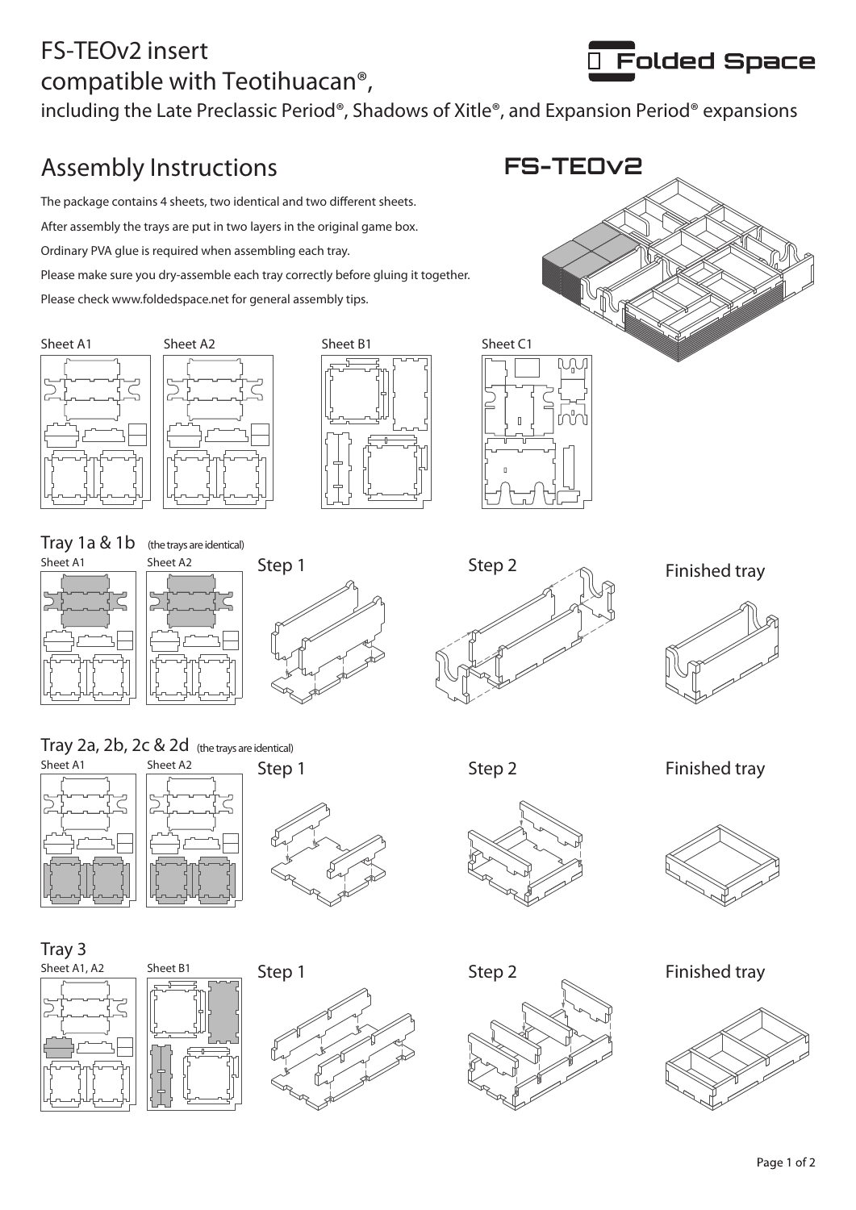# FS-TEOv2 insert compatible with Teotihuacan®,

including the Late Preclassic Period®, Shadows of Xitle®, and Expansion Period® expansions

Folded Space

## Assembly Instructions

FS-TEOv2

The package contains 4 sheets, two identical and two different sheets.

After assembly the trays are put in two layers in the original game box.

Ordinary PVA glue is required when assembling each tray.

Please make sure you dry-assemble each tray correctly before gluing it together.

Please check www.foldedspace.net for general assembly tips.

Sheet A1

Sheet A2

Sheet B1

Sheet C1

### Tray 1a & 1b (the trays are identical)

Sheet A1

Sheet A2

Step 1

Step 2

Finished tray

### Tray 2a, 2b, 2c & 2d (the trays are identical)

Sheet A1

Sheet A2

Step 1

Step 2

Finished tray

### Tray 3

Sheet A1, A2

Sheet B1

Step 1

Step 2

Finished tray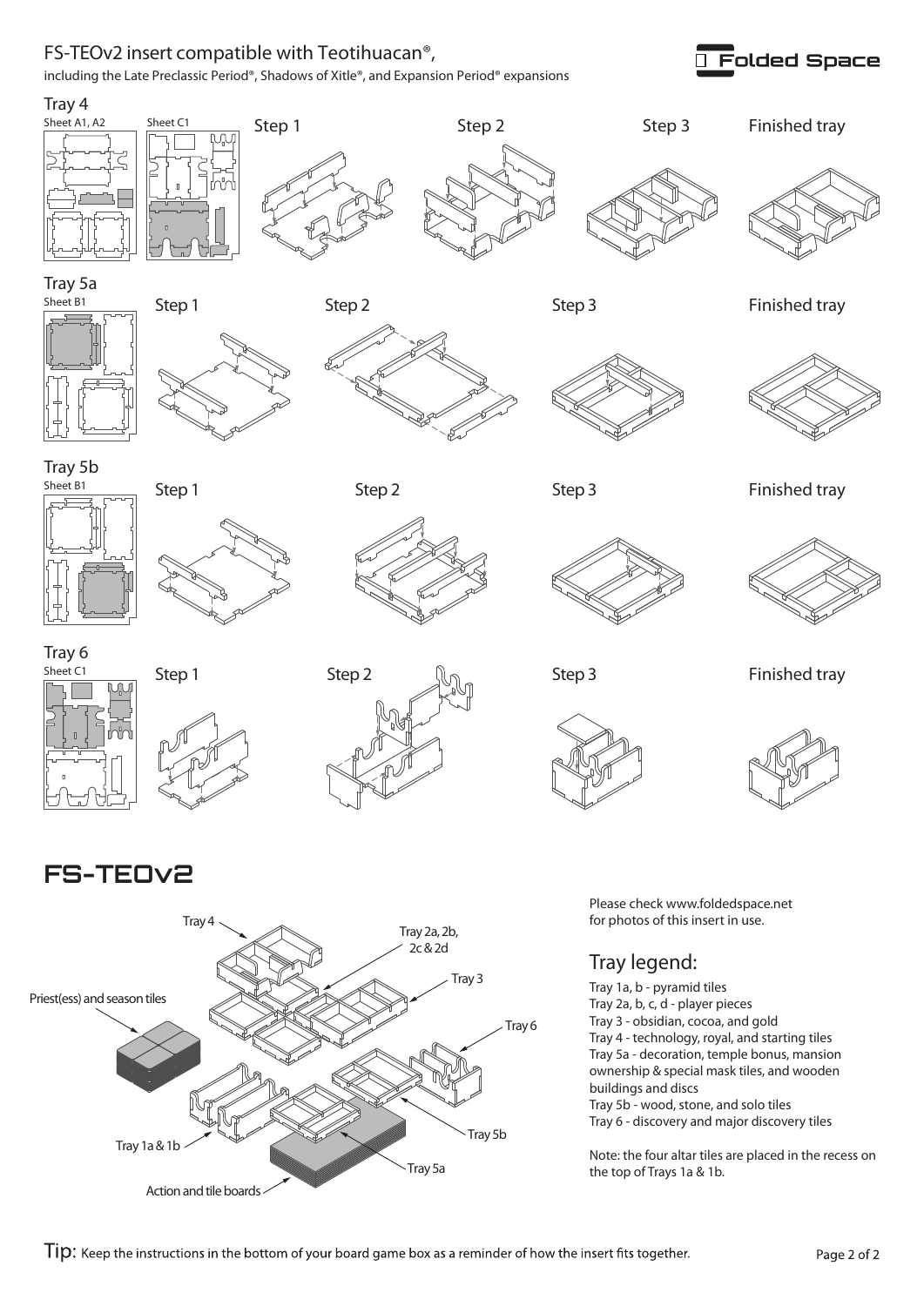# FS-TEOv2 insert compatible with Teotihuacan®,

including the Late Preclassic Period®, Shadows of Xitle®, and Expansion Period® expansions

Folded Space

## Tray 4

Sheet A1, A2

Sheet C1

Step 1

Step 2

Step 3

Finished tray

## Tray 5a

Sheet B1

Step 1

Step 2

Step 3

Finished tray

## Tray 5b

Sheet B1

Step 1

Step 2

Step 3

Finished tray

## Tray 6

Sheet C1

Step 1

Step 2

Step 3

Finished tray

# FS-TEOv2

Tray 4

Tray 2a, 2b, 2c & 2d

Tray 3

Priest(ess) and season tiles

Tray 6

Tray 5b

Tray 1a & 1b

Tray 5a

Action and tile boards

Please check www.foldedspace.net for photos of this insert in use.

## Tray legend:

Tray 1a, b - pyramid tiles
Tray 2a, b, c, d - player pieces
Tray 3 - obsidian, cocoa, and gold
Tray 4 - technology, royal, and starting tiles
Tray 5a - decoration, temple bonus, mansion ownership & special mask tiles, and wooden buildings and discs
Tray 5b - wood, stone, and solo tiles
Tray 6 - discovery and major discovery tiles

Note: the four altar tiles are placed in the recess on the top of Trays 1a & 1b.

Tip: Keep the instructions in the bottom of your board game box as a reminder of how the insert fits together.